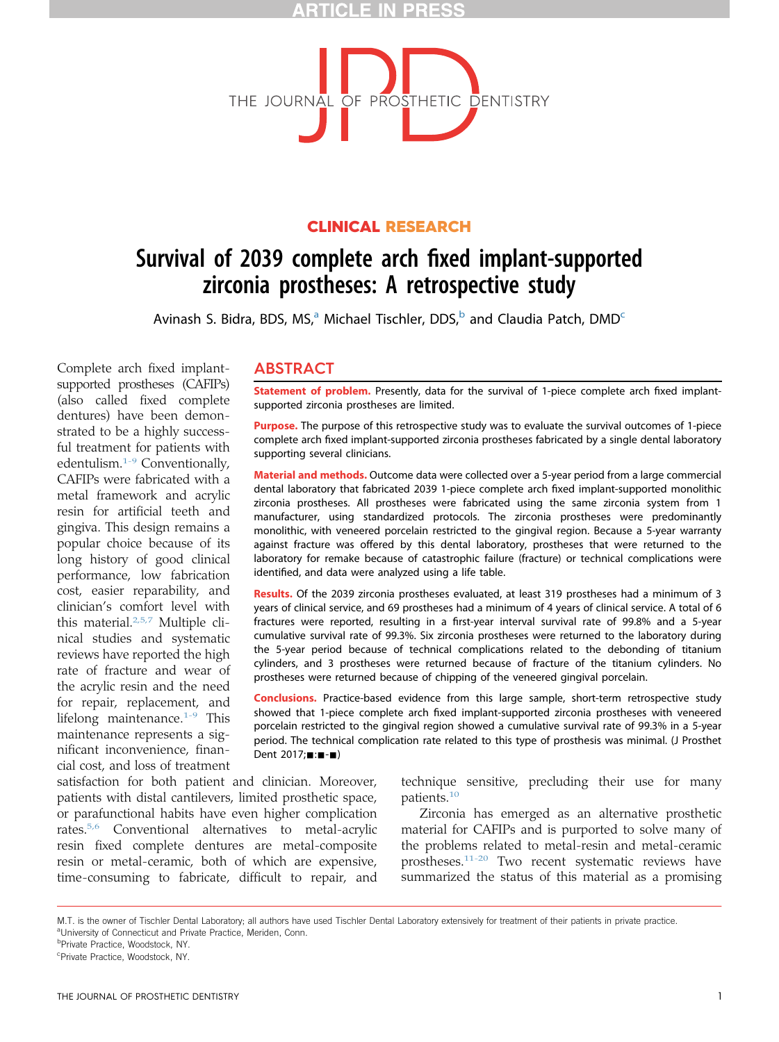CLINICAL RESEARCH

# Survival of 2039 complete arch fixed implant-supported zirconia prostheses: A retrospective study

Avinash S. Bidra, BDS, MS,[a] Michael Tischler, DDS,[b] and Claudia Patch, DMD[c]

## ABSTRACT

**Statement of problem.** Presently, data for the survival of 1-piece complete arch fixed implant-supported zirconia prostheses are limited.

**Purpose.** The purpose of this retrospective study was to evaluate the survival outcomes of 1-piece complete arch fixed implant-supported zirconia prostheses fabricated by a single dental laboratory supporting several clinicians.

**Material and methods.** Outcome data were collected over a 5-year period from a large commercial dental laboratory that fabricated 2039 1-piece complete arch fixed implant-supported monolithic zirconia prostheses. All prostheses were fabricated using the same zirconia system from 1 manufacturer, using standardized protocols. The zirconia prostheses were predominantly monolithic, with veneered porcelain restricted to the gingival region. Because a 5-year warranty against fracture was offered by this dental laboratory, prostheses that were returned to the laboratory for remake because of catastrophic failure (fracture) or technical complications were identified, and data were analyzed using a life table.

**Results.** Of the 2039 zirconia prostheses evaluated, at least 319 prostheses had a minimum of 3 years of clinical service, and 69 prostheses had a minimum of 4 years of clinical service. A total of 6 fractures were reported, resulting in a first-year interval survival rate of 99.8% and a 5-year cumulative survival rate of 99.3%. Six zirconia prostheses were returned to the laboratory during the 5-year period because of technical complications related to the debonding of titanium cylinders, and 3 prostheses were returned because of fracture of the titanium cylinders. No prostheses were returned because of chipping of the veneered gingival porcelain.

**Conclusions.** Practice-based evidence from this large sample, short-term retrospective study showed that 1-piece complete arch fixed implant-supported zirconia prostheses with veneered porcelain restricted to the gingival region showed a cumulative survival rate of 99.3% in a 5-year period. The technical complication rate related to this type of prosthesis was minimal. (J Prosthet Dent 2017;■:■-■)

Complete arch fixed implant-supported prostheses (CAFIPs) (also called fixed complete dentures) have been demonstrated to be a highly successful treatment for patients with edentulism.[1-9] Conventionally, CAFIPs were fabricated with a metal framework and acrylic resin for artificial teeth and gingiva. This design remains a popular choice because of its long history of good clinical performance, low fabrication cost, easier reparability, and clinician's comfort level with this material.[2,5,7] Multiple clinical studies and systematic reviews have reported the high rate of fracture and wear of the acrylic resin and the need for repair, replacement, and lifelong maintenance.[1-9] This maintenance represents a significant inconvenience, financial cost, and loss of treatment satisfaction for both patient and clinician. Moreover, patients with distal cantilevers, limited prosthetic space, or parafunctional habits have even higher complication rates.[5,6] Conventional alternatives to metal-acrylic resin fixed complete dentures are metal-composite resin or metal-ceramic, both of which are expensive, time-consuming to fabricate, difficult to repair, and technique sensitive, precluding their use for many patients.[10]

Zirconia has emerged as an alternative prosthetic material for CAFIPs and is purported to solve many of the problems related to metal-resin and metal-ceramic prostheses.[11-20] Two recent systematic reviews have summarized the status of this material as a promising

M.T. is the owner of Tischler Dental Laboratory; all authors have used Tischler Dental Laboratory extensively for treatment of their patients in private practice.

[a]University of Connecticut and Private Practice, Meriden, Conn.

[b]Private Practice, Woodstock, NY.

[c]Private Practice, Woodstock, NY.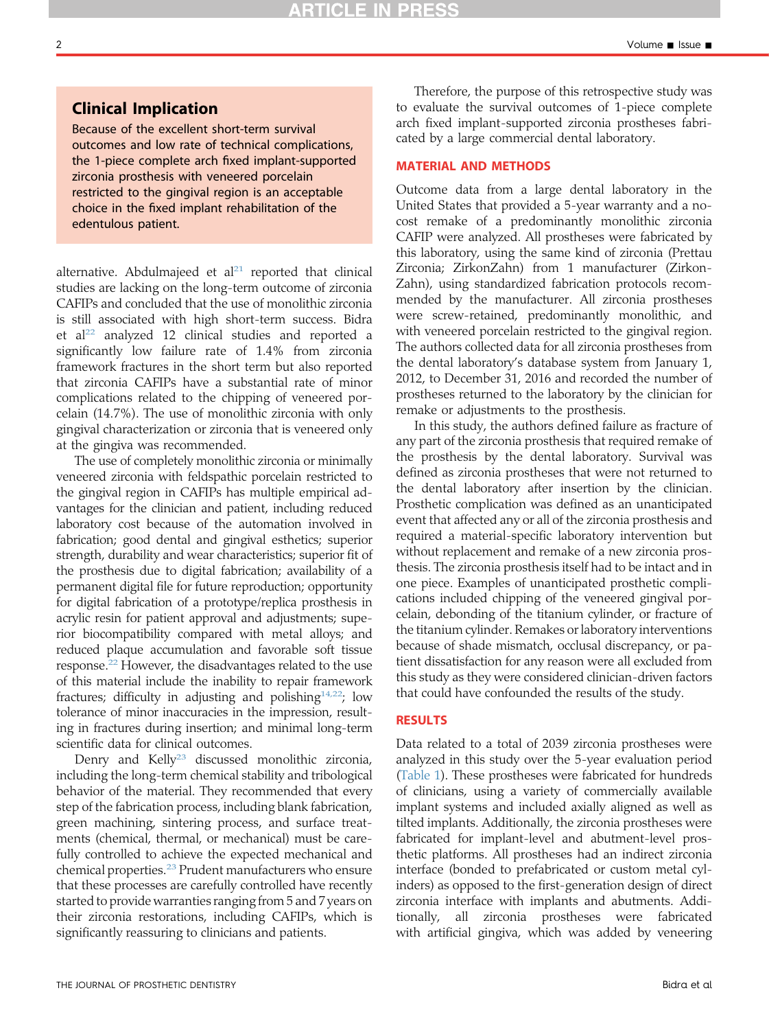## Clinical Implication

Because of the excellent short-term survival outcomes and low rate of technical complications, the 1-piece complete arch fixed implant-supported zirconia prosthesis with veneered porcelain restricted to the gingival region is an acceptable choice in the fixed implant rehabilitation of the edentulous patient.

alternative. Abdulmajeed et al[21] reported that clinical studies are lacking on the long-term outcome of zirconia CAFIPs and concluded that the use of monolithic zirconia is still associated with high short-term success. Bidra et al[22] analyzed 12 clinical studies and reported a significantly low failure rate of 1.4% from zirconia framework fractures in the short term but also reported that zirconia CAFIPs have a substantial rate of minor complications related to the chipping of veneered porcelain (14.7%). The use of monolithic zirconia with only gingival characterization or zirconia that is veneered only at the gingiva was recommended.

The use of completely monolithic zirconia or minimally veneered zirconia with feldspathic porcelain restricted to the gingival region in CAFIPs has multiple empirical advantages for the clinician and patient, including reduced laboratory cost because of the automation involved in fabrication; good dental and gingival esthetics; superior strength, durability and wear characteristics; superior fit of the prosthesis due to digital fabrication; availability of a permanent digital file for future reproduction; opportunity for digital fabrication of a prototype/replica prosthesis in acrylic resin for patient approval and adjustments; superior biocompatibility compared with metal alloys; and reduced plaque accumulation and favorable soft tissue response.[22] However, the disadvantages related to the use of this material include the inability to repair framework fractures; difficulty in adjusting and polishing[14,22]; low tolerance of minor inaccuracies in the impression, resulting in fractures during insertion; and minimal long-term scientific data for clinical outcomes.

Denry and Kelly[23] discussed monolithic zirconia, including the long-term chemical stability and tribological behavior of the material. They recommended that every step of the fabrication process, including blank fabrication, green machining, sintering process, and surface treatments (chemical, thermal, or mechanical) must be carefully controlled to achieve the expected mechanical and chemical properties.[23] Prudent manufacturers who ensure that these processes are carefully controlled have recently started to provide warranties ranging from 5 and 7 years on their zirconia restorations, including CAFIPs, which is significantly reassuring to clinicians and patients.

Therefore, the purpose of this retrospective study was to evaluate the survival outcomes of 1-piece complete arch fixed implant-supported zirconia prostheses fabricated by a large commercial dental laboratory.

## MATERIAL AND METHODS

Outcome data from a large dental laboratory in the United States that provided a 5-year warranty and a no-cost remake of a predominantly monolithic zirconia CAFIP were analyzed. All prostheses were fabricated by this laboratory, using the same kind of zirconia (Prettau Zirconia; ZirkonZahn) from 1 manufacturer (ZirkonZahn), using standardized fabrication protocols recommended by the manufacturer. All zirconia prostheses were screw-retained, predominantly monolithic, and with veneered porcelain restricted to the gingival region. The authors collected data for all zirconia prostheses from the dental laboratory's database system from January 1, 2012, to December 31, 2016 and recorded the number of prostheses returned to the laboratory by the clinician for remake or adjustments to the prosthesis.

In this study, the authors defined failure as fracture of any part of the zirconia prosthesis that required remake of the prosthesis by the dental laboratory. Survival was defined as zirconia prostheses that were not returned to the dental laboratory after insertion by the clinician. Prosthetic complication was defined as an unanticipated event that affected any or all of the zirconia prosthesis and required a material-specific laboratory intervention but without replacement and remake of a new zirconia prosthesis. The zirconia prosthesis itself had to be intact and in one piece. Examples of unanticipated prosthetic complications included chipping of the veneered gingival porcelain, debonding of the titanium cylinder, or fracture of the titanium cylinder. Remakes or laboratory interventions because of shade mismatch, occlusal discrepancy, or patient dissatisfaction for any reason were all excluded from this study as they were considered clinician-driven factors that could have confounded the results of the study.

## RESULTS

Data related to a total of 2039 zirconia prostheses were analyzed in this study over the 5-year evaluation period (Table 1). These prostheses were fabricated for hundreds of clinicians, using a variety of commercially available implant systems and included axially aligned as well as tilted implants. Additionally, the zirconia prostheses were fabricated for implant-level and abutment-level prosthetic platforms. All prostheses had an indirect zirconia interface (bonded to prefabricated or custom metal cylinders) as opposed to the first-generation design of direct zirconia interface with implants and abutments. Additionally, all zirconia prostheses were fabricated with artificial gingiva, which was added by veneering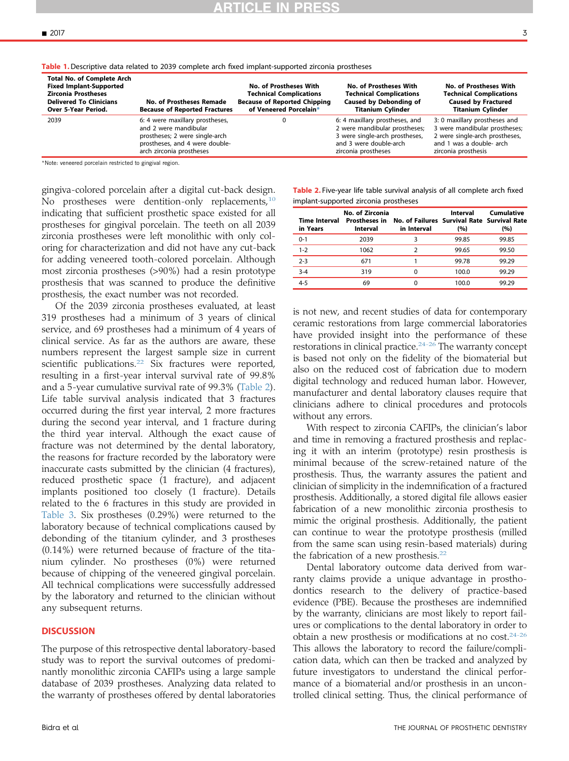Table 1. Descriptive data related to 2039 complete arch fixed implant-supported zirconia prostheses

| Total No. of Complete Arch Fixed Implant-Supported Zirconia Prostheses Delivered To Clinicians Over 5-Year Period. | No. of Prostheses Remade Because of Reported Fractures | No. of Prostheses With Technical Complications Because of Reported Chipping of Veneered Porcelain* | No. of Prostheses With Technical Complications Caused by Debonding of Titanium Cylinder | No. of Prostheses With Technical Complications Caused by Fractured Titanium Cylinder |
|---|---|---|---|---|
| 2039 | 6: 4 were maxillary prostheses, and 2 were mandibular prostheses; 2 were single-arch prostheses, and 4 were double-arch zirconia prostheses | 0 | 6: 4 maxillary prostheses, and 2 were mandibular prostheses; 3 were single-arch prostheses, and 3 were double-arch zirconia prostheses | 3: 0 maxillary prostheses and 3 were mandibular prostheses; 2 were single-arch prostheses, and 1 was a double- arch zirconia prosthesis |

*Note: veneered porcelain restricted to gingival region.

gingiva-colored porcelain after a digital cut-back design. No prostheses were dentition-only replacements,[10] indicating that sufficient prosthetic space existed for all prostheses for gingival porcelain. The teeth on all 2039 zirconia prostheses were left monolithic with only coloring for characterization and did not have any cut-back for adding veneered tooth-colored porcelain. Although most zirconia prostheses (>90%) had a resin prototype prosthesis that was scanned to produce the definitive prosthesis, the exact number was not recorded.

Of the 2039 zirconia prostheses evaluated, at least 319 prostheses had a minimum of 3 years of clinical service, and 69 prostheses had a minimum of 4 years of clinical service. As far as the authors are aware, these numbers represent the largest sample size in current scientific publications.[22] Six fractures were reported, resulting in a first-year interval survival rate of 99.8% and a 5-year cumulative survival rate of 99.3% (Table 2). Life table survival analysis indicated that 3 fractures occurred during the first year interval, 2 more fractures during the second year interval, and 1 fracture during the third year interval. Although the exact cause of fracture was not determined by the dental laboratory, the reasons for fracture recorded by the laboratory were inaccurate casts submitted by the clinician (4 fractures), reduced prosthetic space (1 fracture), and adjacent implants positioned too closely (1 fracture). Details related to the 6 fractures in this study are provided in Table 3. Six prostheses (0.29%) were returned to the laboratory because of technical complications caused by debonding of the titanium cylinder, and 3 prostheses (0.14%) were returned because of fracture of the titanium cylinder. No prostheses (0%) were returned because of chipping of the veneered gingival porcelain. All technical complications were successfully addressed by the laboratory and returned to the clinician without any subsequent returns.

## DISCUSSION

The purpose of this retrospective dental laboratory-based study was to report the survival outcomes of predominantly monolithic zirconia CAFIPs using a large sample database of 2039 prostheses. Analyzing data related to the warranty of prostheses offered by dental laboratories is not new, and recent studies of data for contemporary ceramic restorations from large commercial laboratories have provided insight into the performance of these restorations in clinical practice.[24-26] The warranty concept is based not only on the fidelity of the biomaterial but also on the reduced cost of fabrication due to modern digital technology and reduced human labor. However, manufacturer and dental laboratory clauses require that clinicians adhere to clinical procedures and protocols without any errors.

Table 2. Five-year life table survival analysis of all complete arch fixed implant-supported zirconia prostheses

| Time Interval in Years | No. of Zirconia Prostheses in Interval | No. of Failures in Interval | Interval Survival Rate (%) | Cumulative Survival Rate (%) |
|---|---|---|---|---|
| 0-1 | 2039 | 3 | 99.85 | 99.85 |
| 1-2 | 1062 | 2 | 99.65 | 99.50 |
| 2-3 | 671 | 1 | 99.78 | 99.29 |
| 3-4 | 319 | 0 | 100.0 | 99.29 |
| 4-5 | 69 | 0 | 100.0 | 99.29 |

With respect to zirconia CAFIPs, the clinician's labor and time in removing a fractured prosthesis and replacing it with an interim (prototype) resin prosthesis is minimal because of the screw-retained nature of the prosthesis. Thus, the warranty assures the patient and clinician of simplicity in the indemnification of a fractured prosthesis. Additionally, a stored digital file allows easier fabrication of a new monolithic zirconia prosthesis to mimic the original prosthesis. Additionally, the patient can continue to wear the prototype prosthesis (milled from the same scan using resin-based materials) during the fabrication of a new prosthesis.[22]

Dental laboratory outcome data derived from warranty claims provide a unique advantage in prosthodontics research to the delivery of practice-based evidence (PBE). Because the prostheses are indemnified by the warranty, clinicians are most likely to report failures or complications to the dental laboratory in order to obtain a new prosthesis or modifications at no cost.[24-26] This allows the laboratory to record the failure/complication data, which can then be tracked and analyzed by future investigators to understand the clinical performance of a biomaterial and/or prosthesis in an uncontrolled clinical setting. Thus, the clinical performance of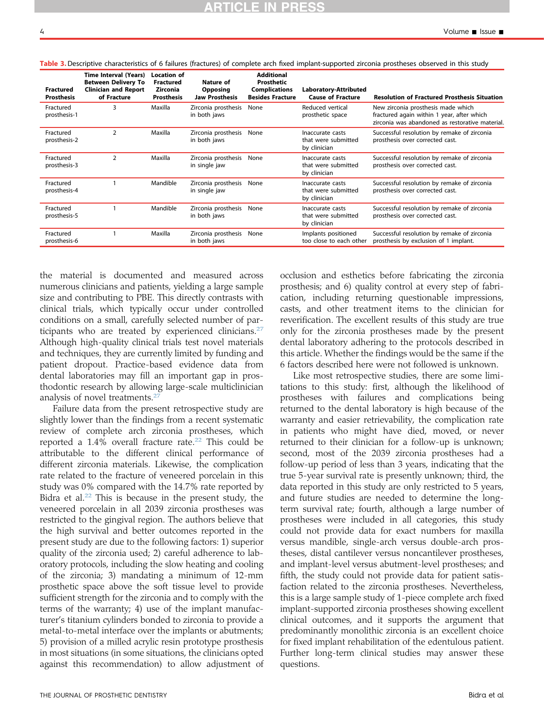**Table 3.** Descriptive characteristics of 6 failures (fractures) of complete arch fixed implant-supported zirconia prostheses observed in this study

| Fractured Prosthesis | Time Interval (Years) Between Delivery To Clinician and Report of Fracture | Location of Fractured Zirconia Prosthesis | Nature of Opposing Jaw Prosthesis | Additional Prosthetic Complications Besides Fracture | Laboratory-Attributed Cause of Fracture | Resolution of Fractured Prosthesis Situation |
|---|---|---|---|---|---|---|
| Fractured prosthesis-1 | 3 | Maxilla | Zirconia prosthesis in both jaws | None | Reduced vertical prosthetic space | New zirconia prosthesis made which fractured again within 1 year, after which zirconia was abandoned as restorative material. |
| Fractured prosthesis-2 | 2 | Maxilla | Zirconia prosthesis in both jaws | None | Inaccurate casts that were submitted by clinician | Successful resolution by remake of zirconia prosthesis over corrected cast. |
| Fractured prosthesis-3 | 2 | Maxilla | Zirconia prosthesis in single jaw | None | Inaccurate casts that were submitted by clinician | Successful resolution by remake of zirconia prosthesis over corrected cast. |
| Fractured prosthesis-4 | 1 | Mandible | Zirconia prosthesis in single jaw | None | Inaccurate casts that were submitted by clinician | Successful resolution by remake of zirconia prosthesis over corrected cast. |
| Fractured prosthesis-5 | 1 | Mandible | Zirconia prosthesis in both jaws | None | Inaccurate casts that were submitted by clinician | Successful resolution by remake of zirconia prosthesis over corrected cast. |
| Fractured prosthesis-6 | 1 | Maxilla | Zirconia prosthesis in both jaws | None | Implants positioned too close to each other | Successful resolution by remake of zirconia prosthesis by exclusion of 1 implant. |

the material is documented and measured across numerous clinicians and patients, yielding a large sample size and contributing to PBE. This directly contrasts with clinical trials, which typically occur under controlled conditions on a small, carefully selected number of participants who are treated by experienced clinicians.[27] Although high-quality clinical trials test novel materials and techniques, they are currently limited by funding and patient dropout. Practice-based evidence data from dental laboratories may fill an important gap in prosthodontic research by allowing large-scale multiclinician analysis of novel treatments.[27]

Failure data from the present retrospective study are slightly lower than the findings from a recent systematic review of complete arch zirconia prostheses, which reported a 1.4% overall fracture rate.[22] This could be attributable to the different clinical performance of different zirconia materials. Likewise, the complication rate related to the fracture of veneered porcelain in this study was 0% compared with the 14.7% rate reported by Bidra et al.[22] This is because in the present study, the veneered porcelain in all 2039 zirconia prostheses was restricted to the gingival region. The authors believe that the high survival and better outcomes reported in the present study are due to the following factors: 1) superior quality of the zirconia used; 2) careful adherence to laboratory protocols, including the slow heating and cooling of the zirconia; 3) mandating a minimum of 12-mm prosthetic space above the soft tissue level to provide sufficient strength for the zirconia and to comply with the terms of the warranty; 4) use of the implant manufacturer's titanium cylinders bonded to zirconia to provide a metal-to-metal interface over the implants or abutments; 5) provision of a milled acrylic resin prototype prosthesis in most situations (in some situations, the clinicians opted against this recommendation) to allow adjustment of occlusion and esthetics before fabricating the zirconia prosthesis; and 6) quality control at every step of fabrication, including returning questionable impressions, casts, and other treatment items to the clinician for reverification. The excellent results of this study are true only for the zirconia prostheses made by the present dental laboratory adhering to the protocols described in this article. Whether the findings would be the same if the 6 factors described here were not followed is unknown.

Like most retrospective studies, there are some limitations to this study: first, although the likelihood of prostheses with failures and complications being returned to the dental laboratory is high because of the warranty and easier retrievability, the complication rate in patients who might have died, moved, or never returned to their clinician for a follow-up is unknown; second, most of the 2039 zirconia prostheses had a follow-up period of less than 3 years, indicating that the true 5-year survival rate is presently unknown; third, the data reported in this study are only restricted to 5 years, and future studies are needed to determine the long-term survival rate; fourth, although a large number of prostheses were included in all categories, this study could not provide data for exact numbers for maxilla versus mandible, single-arch versus double-arch prostheses, distal cantilever versus noncantilever prostheses, and implant-level versus abutment-level prostheses; and fifth, the study could not provide data for patient satisfaction related to the zirconia prostheses. Nevertheless, this is a large sample study of 1-piece complete arch fixed implant-supported zirconia prostheses showing excellent clinical outcomes, and it supports the argument that predominantly monolithic zirconia is an excellent choice for fixed implant rehabilitation of the edentulous patient. Further long-term clinical studies may answer these questions.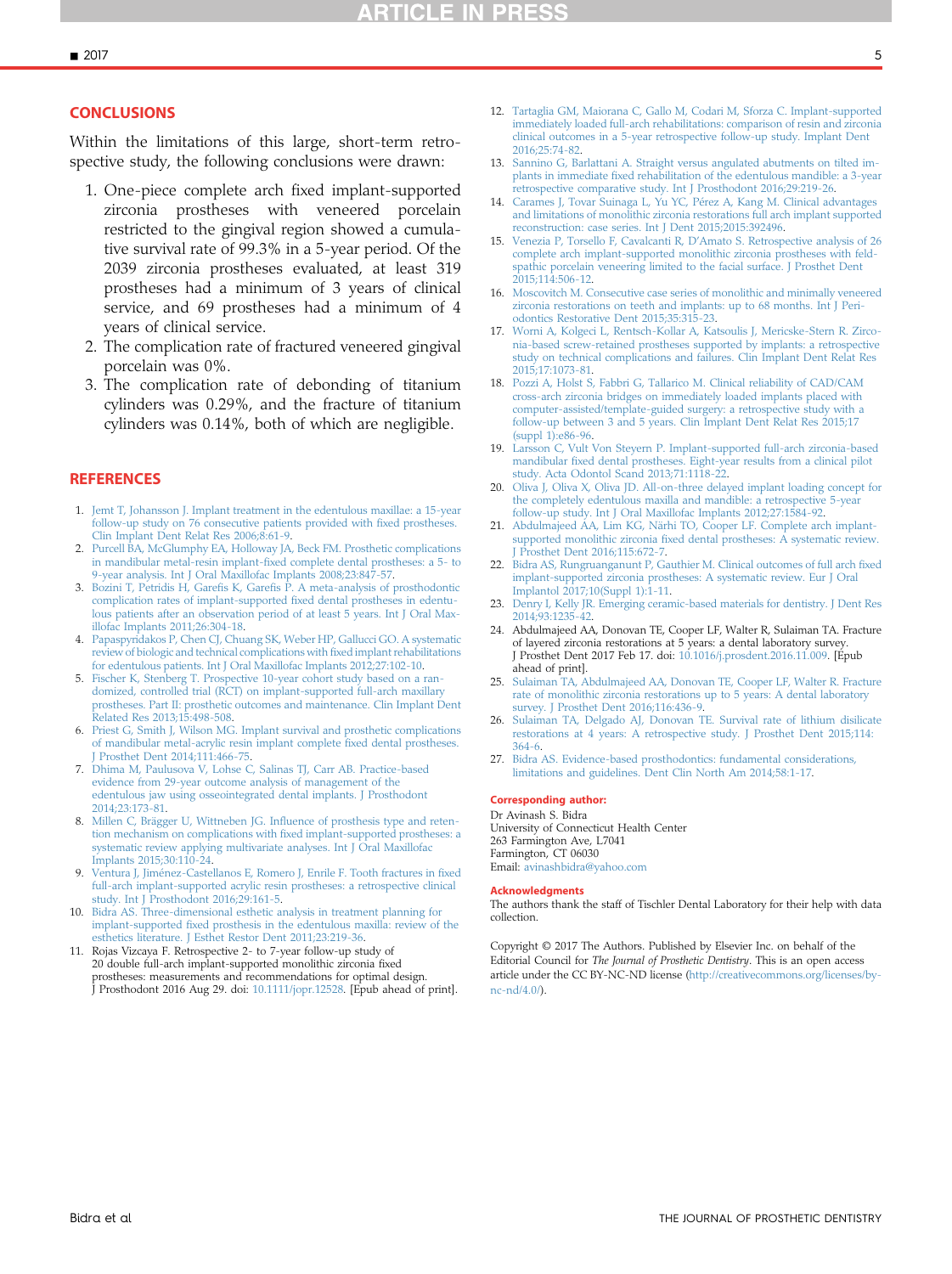## CONCLUSIONS

Within the limitations of this large, short-term retrospective study, the following conclusions were drawn:

1. One-piece complete arch fixed implant-supported zirconia prostheses with veneered porcelain restricted to the gingival region showed a cumulative survival rate of 99.3% in a 5-year period. Of the 2039 zirconia prostheses evaluated, at least 319 prostheses had a minimum of 3 years of clinical service, and 69 prostheses had a minimum of 4 years of clinical service.
2. The complication rate of fractured veneered gingival porcelain was 0%.
3. The complication rate of debonding of titanium cylinders was 0.29%, and the fracture of titanium cylinders was 0.14%, both of which are negligible.

## REFERENCES

1. Jemt T, Johansson J. Implant treatment in the edentulous maxillae: a 15-year follow-up study on 76 consecutive patients provided with fixed prostheses. Clin Implant Dent Relat Res 2006;8:61-9.
2. Purcell BA, McGlumphy EA, Holloway JA, Beck FM. Prosthetic complications in mandibular metal-resin implant-fixed complete dental prostheses: a 5- to 9-year analysis. Int J Oral Maxillofac Implants 2008;23:847-57.
3. Bozini T, Petridis H, Garefis K, Garefis P. A meta-analysis of prosthodontic complication rates of implant-supported fixed dental prostheses in edentulous patients after an observation period of at least 5 years. Int J Oral Maxillofac Implants 2011;26:304-18.
4. Papaspyridakos P, Chen CJ, Chuang SK, Weber HP, Gallucci GO. A systematic review of biologic and technical complications with fixed implant rehabilitations for edentulous patients. Int J Oral Maxillofac Implants 2012;27:102-10.
5. Fischer K, Stenberg T. Prospective 10-year cohort study based on a randomized, controlled trial (RCT) on implant-supported full-arch maxillary prostheses. Part II: prosthetic outcomes and maintenance. Clin Implant Dent Related Res 2013;15:498-508.
6. Priest G, Smith J, Wilson MG. Implant survival and prosthetic complications of mandibular metal-acrylic resin implant complete fixed dental prostheses. J Prosthet Dent 2014;111:466-75.
7. Dhima M, Paulusova V, Lohse C, Salinas TJ, Carr AB. Practice-based evidence from 29-year outcome analysis of management of the edentulous jaw using osseointegrated dental implants. J Prosthodont 2014;23:173-81.
8. Millen C, Brägger U, Wittneben JG. Influence of prosthesis type and retention mechanism on complications with fixed implant-supported prostheses: a systematic review applying multivariate analyses. Int J Oral Maxillofac Implants 2015;30:110-24.
9. Ventura J, Jiménez-Castellanos E, Romero J, Enrile F. Tooth fractures in fixed full-arch implant-supported acrylic resin prostheses: a retrospective clinical study. Int J Prosthodont 2016;29:161-5.
10. Bidra AS. Three-dimensional esthetic analysis in treatment planning for implant-supported fixed prosthesis in the edentulous maxilla: review of the esthetics literature. J Esthet Restor Dent 2011;23:219-36.
11. Rojas Vizcaya F. Retrospective 2- to 7-year follow-up study of 20 double full-arch implant-supported monolithic zirconia fixed prostheses: measurements and recommendations for optimal design. J Prosthodont 2016 Aug 29. doi: 10.1111/jopr.12528. [Epub ahead of print].
12. Tartaglia GM, Maiorana C, Gallo M, Codari M, Sforza C. Implant-supported immediately loaded full-arch rehabilitations: comparison of resin and zirconia clinical outcomes in a 5-year retrospective follow-up study. Implant Dent 2016;25:74-82.
13. Sannino G, Barlattani A. Straight versus angulated abutments on tilted implants in immediate fixed rehabilitation of the edentulous mandible: a 3-year retrospective comparative study. Int J Prosthodont 2016;29:219-26.
14. Carames J, Tovar Suinaga L, Yu YC, Pérez A, Kang M. Clinical advantages and limitations of monolithic zirconia restorations full arch implant supported reconstruction: case series. Int J Dent 2015;2015:392496.
15. Venezia P, Torsello F, Cavalcanti R, D'Amato S. Retrospective analysis of 26 complete arch implant-supported monolithic zirconia prostheses with feldspathic porcelain veneering limited to the facial surface. J Prosthet Dent 2015;114:506-12.
16. Moscovitch M. Consecutive case series of monolithic and minimally veneered zirconia restorations on teeth and implants: up to 68 months. Int J Periodontics Restorative Dent 2015;35:315-23.
17. Worni A, Kolgeci L, Rentsch-Kollar A, Katsoulis J, Mericske-Stern R. Zirconia-based screw-retained prostheses supported by implants: a retrospective study on technical complications and failures. Clin Implant Dent Relat Res 2015;17:1073-81.
18. Pozzi A, Holst S, Fabbri G, Tallarico M. Clinical reliability of CAD/CAM cross-arch zirconia bridges on immediately loaded implants placed with computer-assisted/template-guided surgery: a retrospective study with a follow-up between 3 and 5 years. Clin Implant Dent Relat Res 2015;17 (suppl 1):e86-96.
19. Larsson C, Vult Von Steyern P. Implant-supported full-arch zirconia-based mandibular fixed dental prostheses. Eight-year results from a clinical pilot study. Acta Odontol Scand 2013;71:1118-22.
20. Oliva J, Oliva X, Oliva JD. All-on-three delayed implant loading concept for the completely edentulous maxilla and mandible: a retrospective 5-year follow-up study. Int J Oral Maxillofac Implants 2012;27:1584-92.
21. Abdulmajeed AA, Lim KG, Närhi TO, Cooper LF. Complete arch implant-supported monolithic zirconia fixed dental prostheses: A systematic review. J Prosthet Dent 2016;115:672-7.
22. Bidra AS, Rungruanganunt P, Gauthier M. Clinical outcomes of full arch fixed implant-supported zirconia prostheses: A systematic review. Eur J Oral Implantol 2017;10(Suppl 1):1-11.
23. Denry I, Kelly JR. Emerging ceramic-based materials for dentistry. J Dent Res 2014;93:1235-42.
24. Abdulmajeed AA, Donovan TE, Cooper LF, Walter R, Sulaiman TA. Fracture of layered zirconia restorations at 5 years: a dental laboratory survey. J Prosthet Dent 2017 Feb 17. doi: 10.1016/j.prosdent.2016.11.009. [Epub ahead of print].
25. Sulaiman TA, Abdulmajeed AA, Donovan TE, Cooper LF, Walter R. Fracture rate of monolithic zirconia restorations up to 5 years: A dental laboratory survey. J Prosthet Dent 2016;116:436-9.
26. Sulaiman TA, Delgado AJ, Donovan TE. Survival rate of lithium disilicate restorations at 4 years: A retrospective study. J Prosthet Dent 2015;114:364-6.
27. Bidra AS. Evidence-based prosthodontics: fundamental considerations, limitations and guidelines. Dent Clin North Am 2014;58:1-17.

**Corresponding author:**
Dr Avinash S. Bidra
University of Connecticut Health Center
263 Farmington Ave, L7041
Farmington, CT 06030
Email: avinashbidra@yahoo.com

**Acknowledgments**
The authors thank the staff of Tischler Dental Laboratory for their help with data collection.

Copyright © 2017 The Authors. Published by Elsevier Inc. on behalf of the Editorial Council for *The Journal of Prosthetic Dentistry*. This is an open access article under the CC BY-NC-ND license (http://creativecommons.org/licenses/by-nc-nd/4.0/).